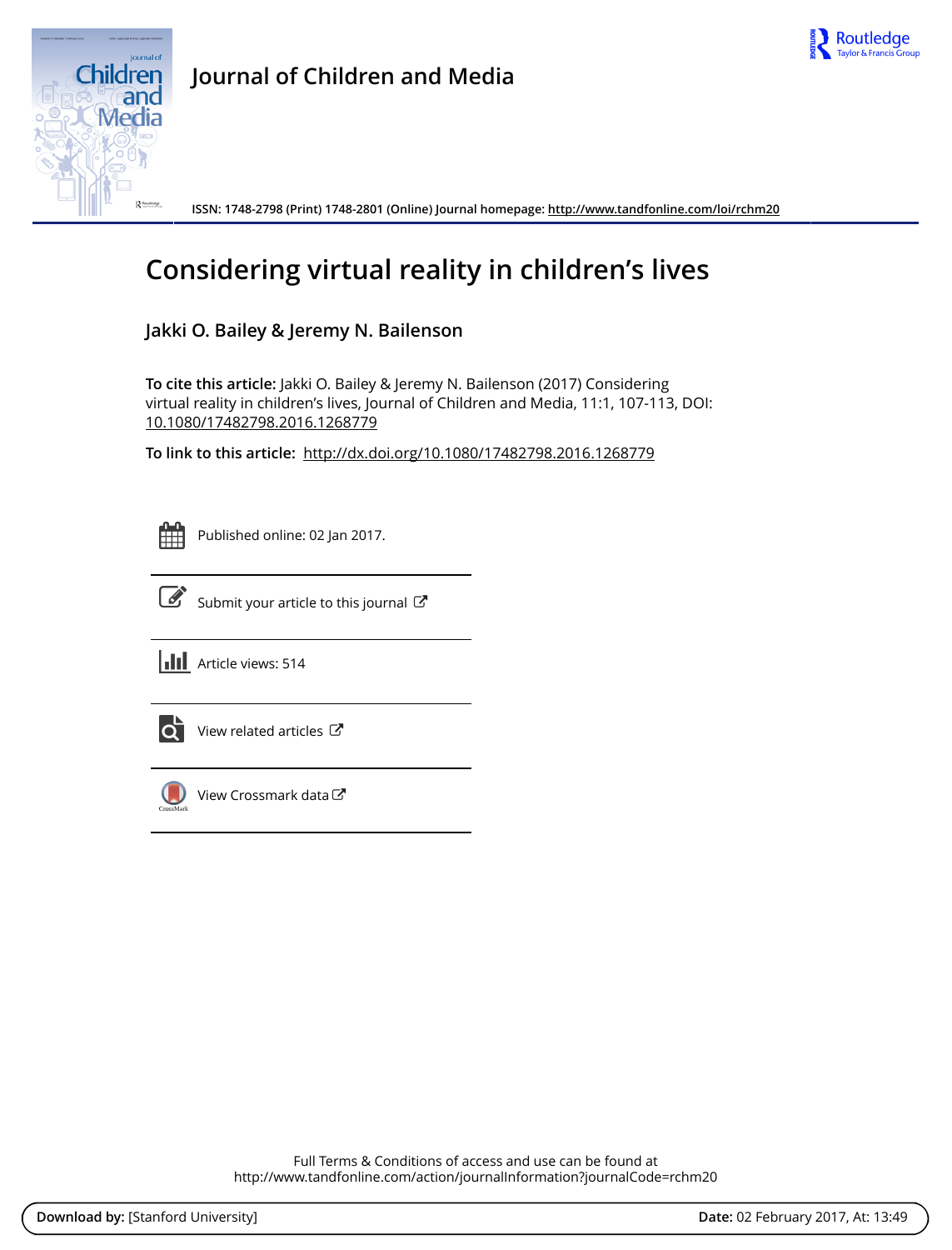# Journal of Children and Media

ISSN: 1748-2798 (Print) 1748-2801 (Online) Journal homepage: http://www.tandfonline.com/loi/rchm20

# Considering virtual reality in children's lives

**Jakki O. Bailey & Jeremy N. Bailenson**

**To cite this article:** Jakki O. Bailey & Jeremy N. Bailenson (2017) Considering virtual reality in children's lives, Journal of Children and Media, 11:1, 107-113, DOI: 10.1080/17482798.2016.1268779

**To link to this article:** http://dx.doi.org/10.1080/17482798.2016.1268779

Published online: 02 Jan 2017.

Submit your article to this journal

Article views: 514

View related articles

View Crossmark data

Full Terms & Conditions of access and use can be found at
http://www.tandfonline.com/action/journalInformation?journalCode=rchm20

**Download by:** [Stanford University] **Date:** 02 February 2017, At: 13:49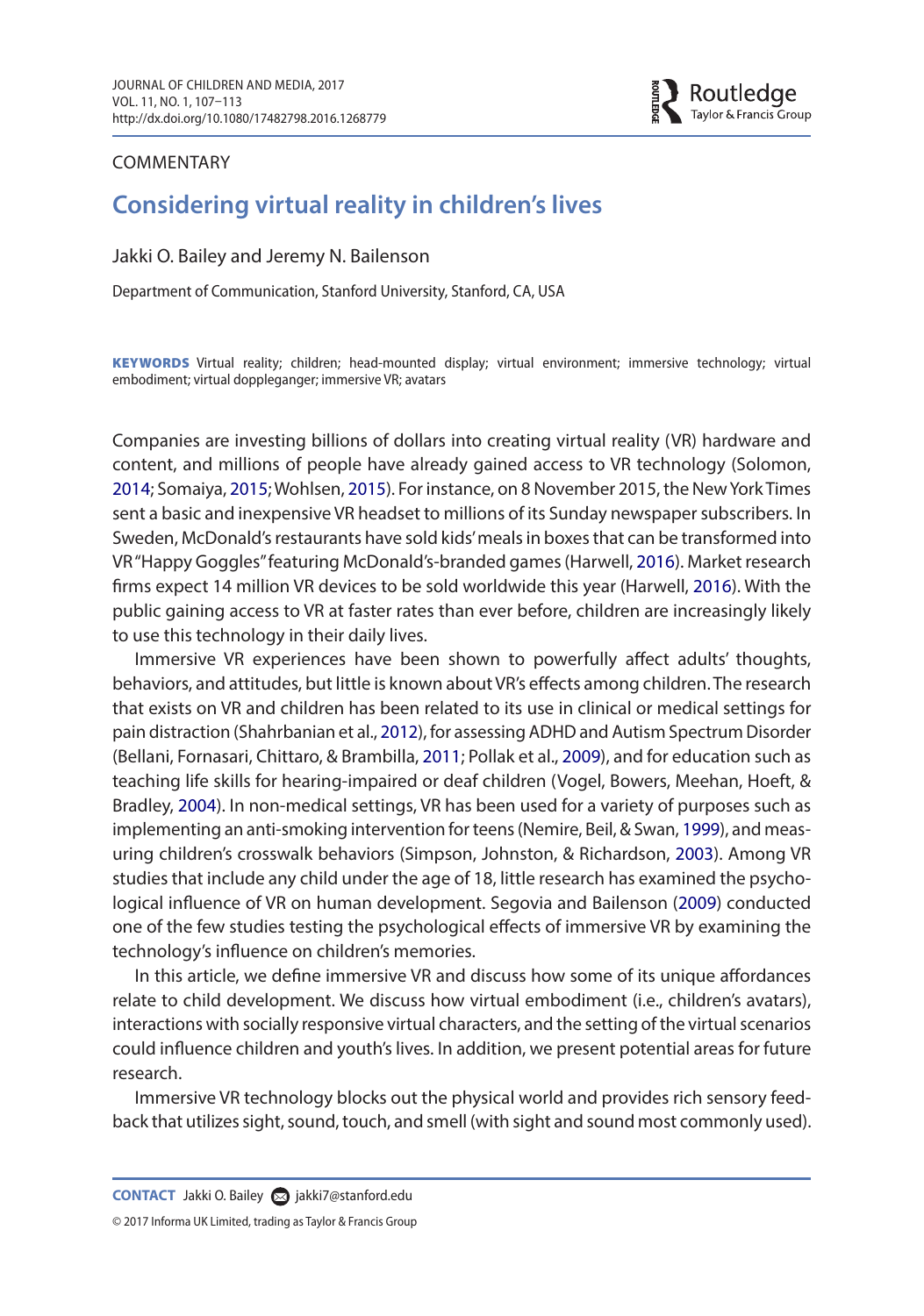COMMENTARY

# Considering virtual reality in children's lives

Jakki O. Bailey and Jeremy N. Bailenson

Department of Communication, Stanford University, Stanford, CA, USA

**KEYWORDS** Virtual reality; children; head-mounted display; virtual environment; immersive technology; virtual embodiment; virtual doppleganger; immersive VR; avatars

Companies are investing billions of dollars into creating virtual reality (VR) hardware and content, and millions of people have already gained access to VR technology (Solomon, 2014; Somaiya, 2015; Wohlsen, 2015). For instance, on 8 November 2015, the New York Times sent a basic and inexpensive VR headset to millions of its Sunday newspaper subscribers. In Sweden, McDonald's restaurants have sold kids' meals in boxes that can be transformed into VR "Happy Goggles" featuring McDonald's-branded games (Harwell, 2016). Market research firms expect 14 million VR devices to be sold worldwide this year (Harwell, 2016). With the public gaining access to VR at faster rates than ever before, children are increasingly likely to use this technology in their daily lives.

Immersive VR experiences have been shown to powerfully affect adults' thoughts, behaviors, and attitudes, but little is known about VR's effects among children. The research that exists on VR and children has been related to its use in clinical or medical settings for pain distraction (Shahrbanian et al., 2012), for assessing ADHD and Autism Spectrum Disorder (Bellani, Fornasari, Chittaro, & Brambilla, 2011; Pollak et al., 2009), and for education such as teaching life skills for hearing-impaired or deaf children (Vogel, Bowers, Meehan, Hoeft, & Bradley, 2004). In non-medical settings, VR has been used for a variety of purposes such as implementing an anti-smoking intervention for teens (Nemire, Beil, & Swan, 1999), and measuring children's crosswalk behaviors (Simpson, Johnston, & Richardson, 2003). Among VR studies that include any child under the age of 18, little research has examined the psychological influence of VR on human development. Segovia and Bailenson (2009) conducted one of the few studies testing the psychological effects of immersive VR by examining the technology's influence on children's memories.

In this article, we define immersive VR and discuss how some of its unique affordances relate to child development. We discuss how virtual embodiment (i.e., children's avatars), interactions with socially responsive virtual characters, and the setting of the virtual scenarios could influence children and youth's lives. In addition, we present potential areas for future research.

Immersive VR technology blocks out the physical world and provides rich sensory feedback that utilizes sight, sound, touch, and smell (with sight and sound most commonly used).

**CONTACT** Jakki O. Bailey jakki7@stanford.edu

© 2017 Informa UK Limited, trading as Taylor & Francis Group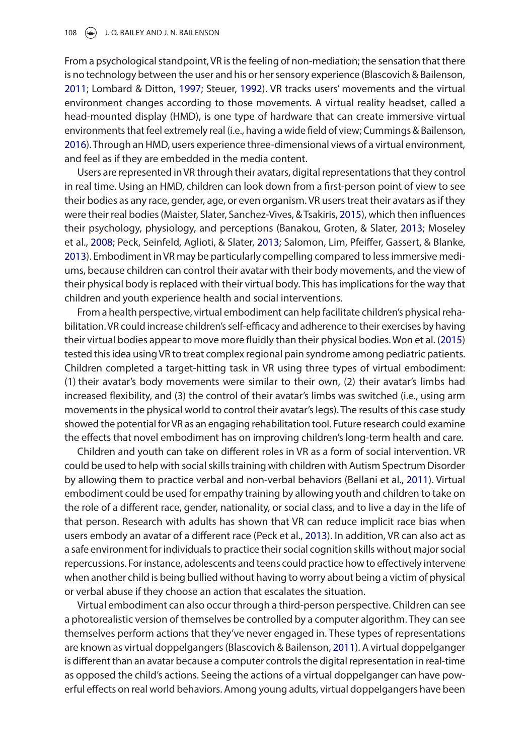From a psychological standpoint, VR is the feeling of non-mediation; the sensation that there is no technology between the user and his or her sensory experience (Blascovich & Bailenson, 2011; Lombard & Ditton, 1997; Steuer, 1992). VR tracks users' movements and the virtual environment changes according to those movements. A virtual reality headset, called a head-mounted display (HMD), is one type of hardware that can create immersive virtual environments that feel extremely real (i.e., having a wide field of view; Cummings & Bailenson, 2016). Through an HMD, users experience three-dimensional views of a virtual environment, and feel as if they are embedded in the media content.

Users are represented in VR through their avatars, digital representations that they control in real time. Using an HMD, children can look down from a first-person point of view to see their bodies as any race, gender, age, or even organism. VR users treat their avatars as if they were their real bodies (Maister, Slater, Sanchez-Vives, & Tsakiris, 2015), which then influences their psychology, physiology, and perceptions (Banakou, Groten, & Slater, 2013; Moseley et al., 2008; Peck, Seinfeld, Aglioti, & Slater, 2013; Salomon, Lim, Pfeiffer, Gassert, & Blanke, 2013). Embodiment in VR may be particularly compelling compared to less immersive mediums, because children can control their avatar with their body movements, and the view of their physical body is replaced with their virtual body. This has implications for the way that children and youth experience health and social interventions.

From a health perspective, virtual embodiment can help facilitate children's physical rehabilitation. VR could increase children's self-efficacy and adherence to their exercises by having their virtual bodies appear to move more fluidly than their physical bodies. Won et al. (2015) tested this idea using VR to treat complex regional pain syndrome among pediatric patients. Children completed a target-hitting task in VR using three types of virtual embodiment: (1) their avatar's body movements were similar to their own, (2) their avatar's limbs had increased flexibility, and (3) the control of their avatar's limbs was switched (i.e., using arm movements in the physical world to control their avatar's legs). The results of this case study showed the potential for VR as an engaging rehabilitation tool. Future research could examine the effects that novel embodiment has on improving children's long-term health and care.

Children and youth can take on different roles in VR as a form of social intervention. VR could be used to help with social skills training with children with Autism Spectrum Disorder by allowing them to practice verbal and non-verbal behaviors (Bellani et al., 2011). Virtual embodiment could be used for empathy training by allowing youth and children to take on the role of a different race, gender, nationality, or social class, and to live a day in the life of that person. Research with adults has shown that VR can reduce implicit race bias when users embody an avatar of a different race (Peck et al., 2013). In addition, VR can also act as a safe environment for individuals to practice their social cognition skills without major social repercussions. For instance, adolescents and teens could practice how to effectively intervene when another child is being bullied without having to worry about being a victim of physical or verbal abuse if they choose an action that escalates the situation.

Virtual embodiment can also occur through a third-person perspective. Children can see a photorealistic version of themselves be controlled by a computer algorithm. They can see themselves perform actions that they've never engaged in. These types of representations are known as virtual doppelgangers (Blascovich & Bailenson, 2011). A virtual doppelganger is different than an avatar because a computer controls the digital representation in real-time as opposed the child's actions. Seeing the actions of a virtual doppelganger can have powerful effects on real world behaviors. Among young adults, virtual doppelgangers have been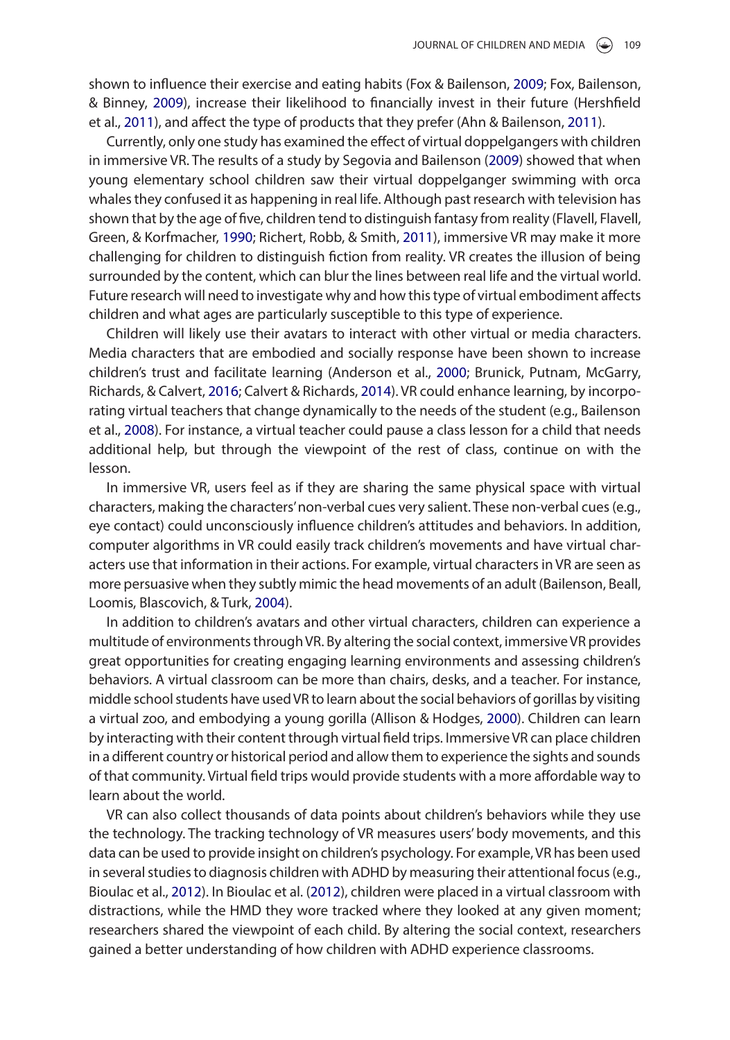shown to influence their exercise and eating habits (Fox & Bailenson, 2009; Fox, Bailenson, & Binney, 2009), increase their likelihood to financially invest in their future (Hershfield et al., 2011), and affect the type of products that they prefer (Ahn & Bailenson, 2011).

Currently, only one study has examined the effect of virtual doppelgangers with children in immersive VR. The results of a study by Segovia and Bailenson (2009) showed that when young elementary school children saw their virtual doppelganger swimming with orca whales they confused it as happening in real life. Although past research with television has shown that by the age of five, children tend to distinguish fantasy from reality (Flavell, Flavell, Green, & Korfmacher, 1990; Richert, Robb, & Smith, 2011), immersive VR may make it more challenging for children to distinguish fiction from reality. VR creates the illusion of being surrounded by the content, which can blur the lines between real life and the virtual world. Future research will need to investigate why and how this type of virtual embodiment affects children and what ages are particularly susceptible to this type of experience.

Children will likely use their avatars to interact with other virtual or media characters. Media characters that are embodied and socially response have been shown to increase children's trust and facilitate learning (Anderson et al., 2000; Brunick, Putnam, McGarry, Richards, & Calvert, 2016; Calvert & Richards, 2014). VR could enhance learning, by incorporating virtual teachers that change dynamically to the needs of the student (e.g., Bailenson et al., 2008). For instance, a virtual teacher could pause a class lesson for a child that needs additional help, but through the viewpoint of the rest of class, continue on with the lesson.

In immersive VR, users feel as if they are sharing the same physical space with virtual characters, making the characters' non-verbal cues very salient. These non-verbal cues (e.g., eye contact) could unconsciously influence children's attitudes and behaviors. In addition, computer algorithms in VR could easily track children's movements and have virtual characters use that information in their actions. For example, virtual characters in VR are seen as more persuasive when they subtly mimic the head movements of an adult (Bailenson, Beall, Loomis, Blascovich, & Turk, 2004).

In addition to children's avatars and other virtual characters, children can experience a multitude of environments through VR. By altering the social context, immersive VR provides great opportunities for creating engaging learning environments and assessing children's behaviors. A virtual classroom can be more than chairs, desks, and a teacher. For instance, middle school students have used VR to learn about the social behaviors of gorillas by visiting a virtual zoo, and embodying a young gorilla (Allison & Hodges, 2000). Children can learn by interacting with their content through virtual field trips. Immersive VR can place children in a different country or historical period and allow them to experience the sights and sounds of that community. Virtual field trips would provide students with a more affordable way to learn about the world.

VR can also collect thousands of data points about children's behaviors while they use the technology. The tracking technology of VR measures users' body movements, and this data can be used to provide insight on children's psychology. For example, VR has been used in several studies to diagnosis children with ADHD by measuring their attentional focus (e.g., Bioulac et al., 2012). In Bioulac et al. (2012), children were placed in a virtual classroom with distractions, while the HMD they wore tracked where they looked at any given moment; researchers shared the viewpoint of each child. By altering the social context, researchers gained a better understanding of how children with ADHD experience classrooms.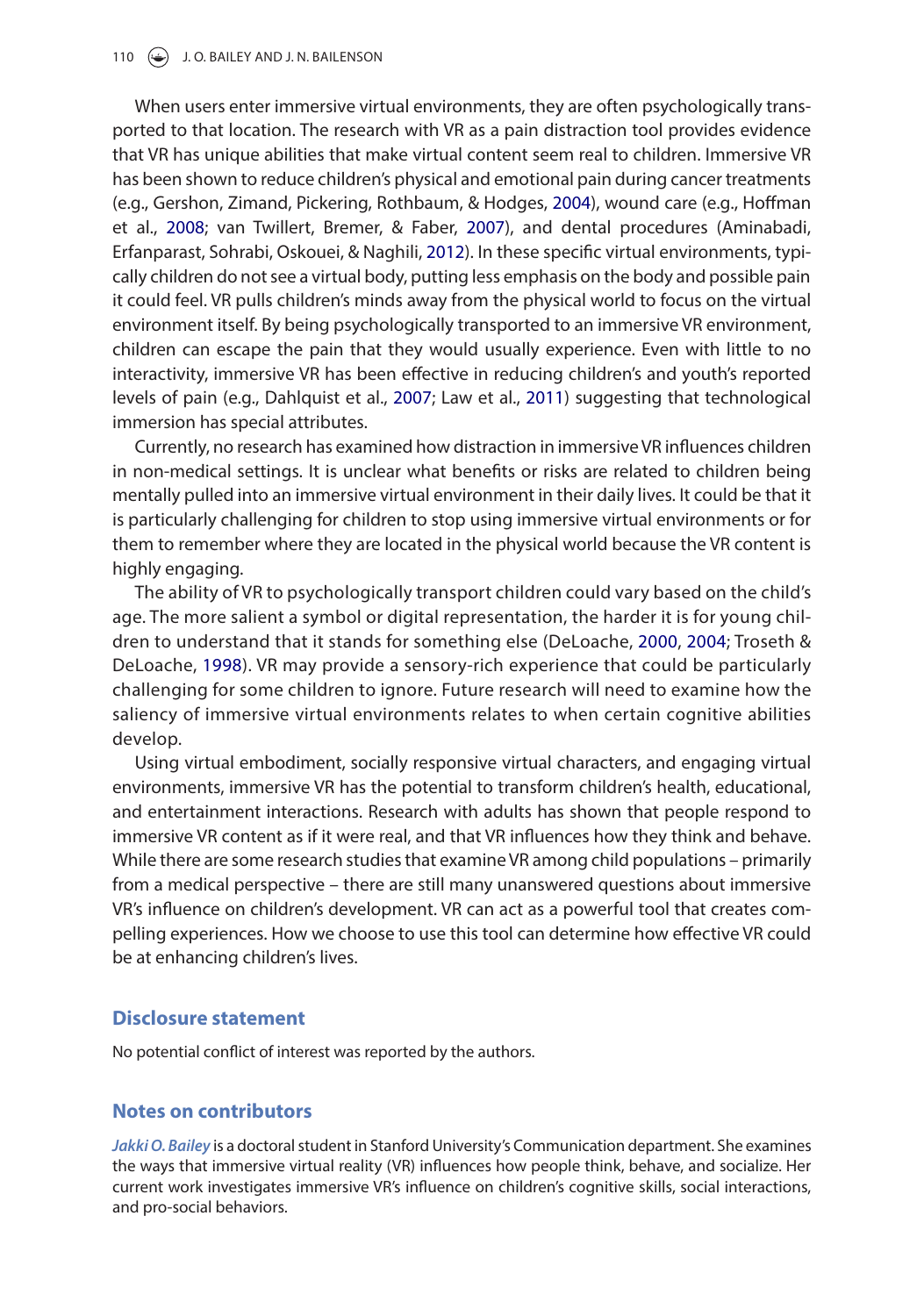When users enter immersive virtual environments, they are often psychologically transported to that location. The research with VR as a pain distraction tool provides evidence that VR has unique abilities that make virtual content seem real to children. Immersive VR has been shown to reduce children's physical and emotional pain during cancer treatments (e.g., Gershon, Zimand, Pickering, Rothbaum, & Hodges, 2004), wound care (e.g., Hoffman et al., 2008; van Twillert, Bremer, & Faber, 2007), and dental procedures (Aminabadi, Erfanparast, Sohrabi, Oskouei, & Naghili, 2012). In these specific virtual environments, typically children do not see a virtual body, putting less emphasis on the body and possible pain it could feel. VR pulls children's minds away from the physical world to focus on the virtual environment itself. By being psychologically transported to an immersive VR environment, children can escape the pain that they would usually experience. Even with little to no interactivity, immersive VR has been effective in reducing children's and youth's reported levels of pain (e.g., Dahlquist et al., 2007; Law et al., 2011) suggesting that technological immersion has special attributes.

Currently, no research has examined how distraction in immersive VR influences children in non-medical settings. It is unclear what benefits or risks are related to children being mentally pulled into an immersive virtual environment in their daily lives. It could be that it is particularly challenging for children to stop using immersive virtual environments or for them to remember where they are located in the physical world because the VR content is highly engaging.

The ability of VR to psychologically transport children could vary based on the child's age. The more salient a symbol or digital representation, the harder it is for young children to understand that it stands for something else (DeLoache, 2000, 2004; Troseth & DeLoache, 1998). VR may provide a sensory-rich experience that could be particularly challenging for some children to ignore. Future research will need to examine how the saliency of immersive virtual environments relates to when certain cognitive abilities develop.

Using virtual embodiment, socially responsive virtual characters, and engaging virtual environments, immersive VR has the potential to transform children's health, educational, and entertainment interactions. Research with adults has shown that people respond to immersive VR content as if it were real, and that VR influences how they think and behave. While there are some research studies that examine VR among child populations – primarily from a medical perspective – there are still many unanswered questions about immersive VR's influence on children's development. VR can act as a powerful tool that creates compelling experiences. How we choose to use this tool can determine how effective VR could be at enhancing children's lives.

## Disclosure statement

No potential conflict of interest was reported by the authors.

## Notes on contributors

*Jakki O. Bailey* is a doctoral student in Stanford University's Communication department. She examines the ways that immersive virtual reality (VR) influences how people think, behave, and socialize. Her current work investigates immersive VR's influence on children's cognitive skills, social interactions, and pro-social behaviors.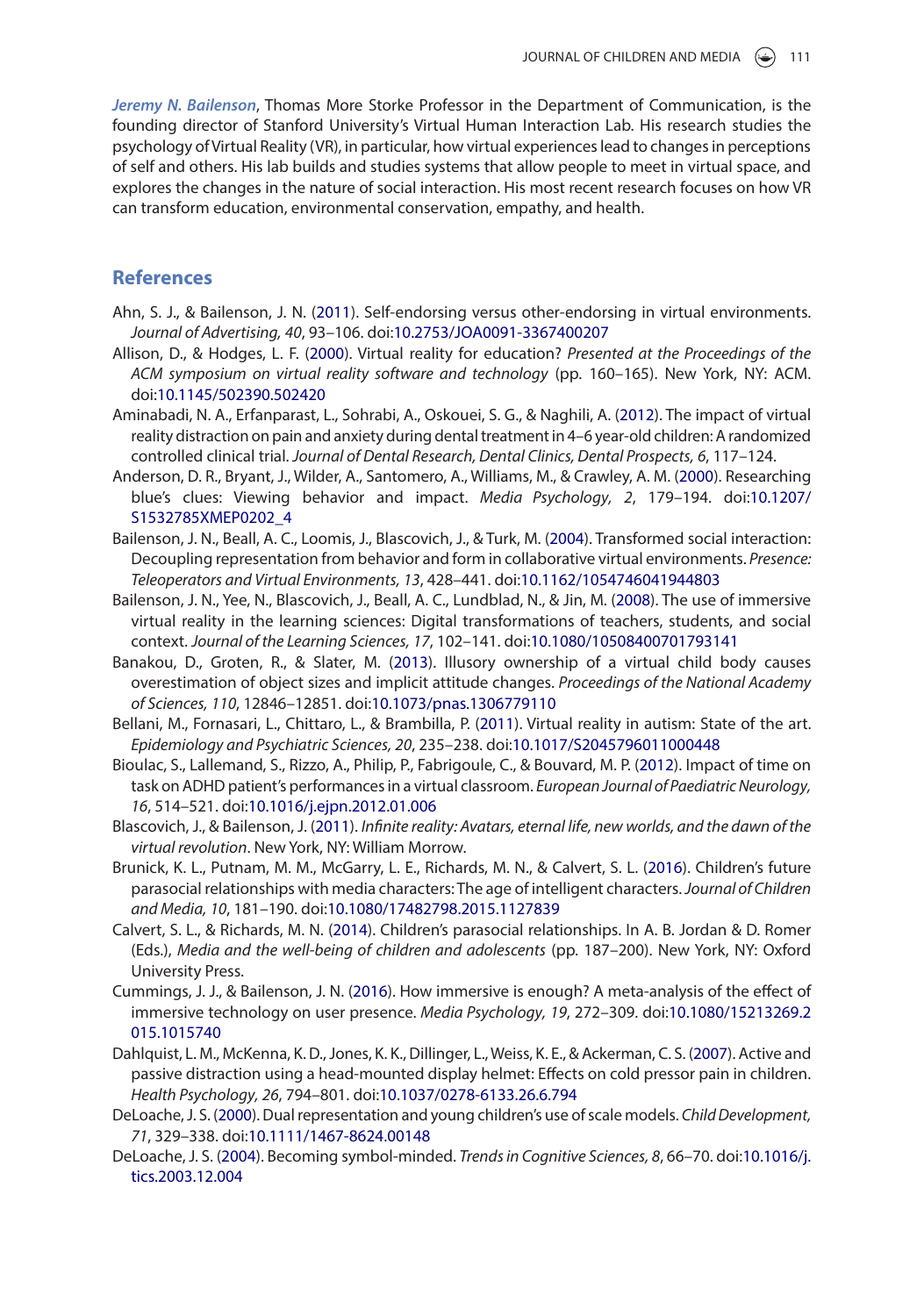***Jeremy N. Bailenson***, Thomas More Storke Professor in the Department of Communication, is the founding director of Stanford University's Virtual Human Interaction Lab. His research studies the psychology of Virtual Reality (VR), in particular, how virtual experiences lead to changes in perceptions of self and others. His lab builds and studies systems that allow people to meet in virtual space, and explores the changes in the nature of social interaction. His most recent research focuses on how VR can transform education, environmental conservation, empathy, and health.

## References

Ahn, S. J., & Bailenson, J. N. (2011). Self-endorsing versus other-endorsing in virtual environments. *Journal of Advertising, 40*, 93–106. doi:10.2753/JOA0091-3367400207

Allison, D., & Hodges, L. F. (2000). Virtual reality for education? *Presented at the Proceedings of the ACM symposium on virtual reality software and technology* (pp. 160–165). New York, NY: ACM. doi:10.1145/502390.502420

Aminabadi, N. A., Erfanparast, L., Sohrabi, A., Oskouei, S. G., & Naghili, A. (2012). The impact of virtual reality distraction on pain and anxiety during dental treatment in 4–6 year-old children: A randomized controlled clinical trial. *Journal of Dental Research, Dental Clinics, Dental Prospects, 6*, 117–124.

Anderson, D. R., Bryant, J., Wilder, A., Santomero, A., Williams, M., & Crawley, A. M. (2000). Researching blue's clues: Viewing behavior and impact. *Media Psychology, 2*, 179–194. doi:10.1207/S1532785XMEP0202_4

Bailenson, J. N., Beall, A. C., Loomis, J., Blascovich, J., & Turk, M. (2004). Transformed social interaction: Decoupling representation from behavior and form in collaborative virtual environments. *Presence: Teleoperators and Virtual Environments, 13*, 428–441. doi:10.1162/1054746041944803

Bailenson, J. N., Yee, N., Blascovich, J., Beall, A. C., Lundblad, N., & Jin, M. (2008). The use of immersive virtual reality in the learning sciences: Digital transformations of teachers, students, and social context. *Journal of the Learning Sciences, 17*, 102–141. doi:10.1080/10508400701793141

Banakou, D., Groten, R., & Slater, M. (2013). Illusory ownership of a virtual child body causes overestimation of object sizes and implicit attitude changes. *Proceedings of the National Academy of Sciences, 110*, 12846–12851. doi:10.1073/pnas.1306779110

Bellani, M., Fornasari, L., Chittaro, L., & Brambilla, P. (2011). Virtual reality in autism: State of the art. *Epidemiology and Psychiatric Sciences, 20*, 235–238. doi:10.1017/S2045796011000448

Bioulac, S., Lallemand, S., Rizzo, A., Philip, P., Fabrigoule, C., & Bouvard, M. P. (2012). Impact of time on task on ADHD patient's performances in a virtual classroom. *European Journal of Paediatric Neurology, 16*, 514–521. doi:10.1016/j.ejpn.2012.01.006

Blascovich, J., & Bailenson, J. (2011). *Infinite reality: Avatars, eternal life, new worlds, and the dawn of the virtual revolution*. New York, NY: William Morrow.

Brunick, K. L., Putnam, M. M., McGarry, L. E., Richards, M. N., & Calvert, S. L. (2016). Children's future parasocial relationships with media characters: The age of intelligent characters. *Journal of Children and Media, 10*, 181–190. doi:10.1080/17482798.2015.1127839

Calvert, S. L., & Richards, M. N. (2014). Children's parasocial relationships. In A. B. Jordan & D. Romer (Eds.), *Media and the well-being of children and adolescents* (pp. 187–200). New York, NY: Oxford University Press.

Cummings, J. J., & Bailenson, J. N. (2016). How immersive is enough? A meta-analysis of the effect of immersive technology on user presence. *Media Psychology, 19*, 272–309. doi:10.1080/15213269.2015.1015740

Dahlquist, L. M., McKenna, K. D., Jones, K. K., Dillinger, L., Weiss, K. E., & Ackerman, C. S. (2007). Active and passive distraction using a head-mounted display helmet: Effects on cold pressor pain in children. *Health Psychology, 26*, 794–801. doi:10.1037/0278-6133.26.6.794

DeLoache, J. S. (2000). Dual representation and young children's use of scale models. *Child Development, 71*, 329–338. doi:10.1111/1467-8624.00148

DeLoache, J. S. (2004). Becoming symbol-minded. *Trends in Cognitive Sciences, 8*, 66–70. doi:10.1016/j.tics.2003.12.004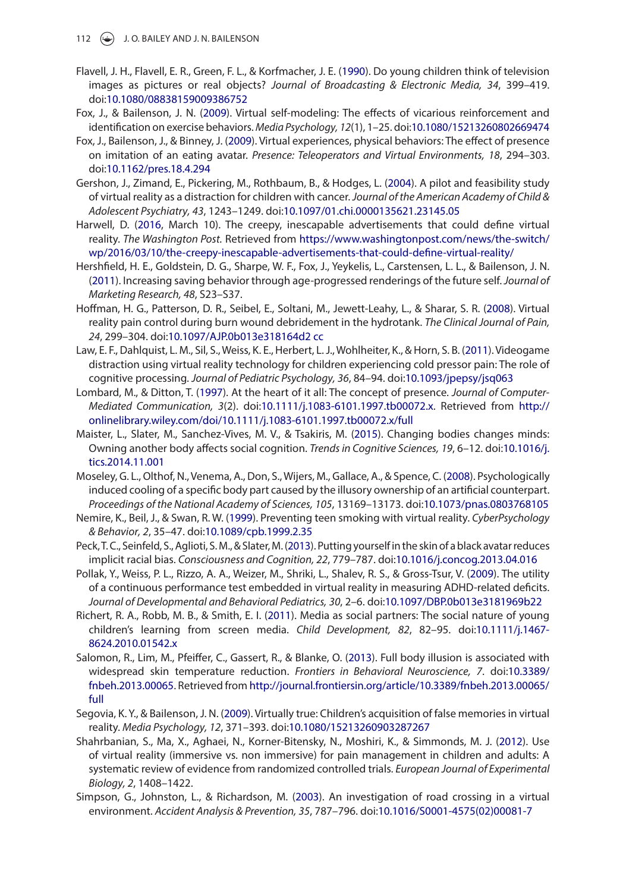Flavell, J. H., Flavell, E. R., Green, F. L., & Korfmacher, J. E. (1990). Do young children think of television images as pictures or real objects? *Journal of Broadcasting & Electronic Media, 34*, 399–419. doi:10.1080/08838159009386752

Fox, J., & Bailenson, J. N. (2009). Virtual self-modeling: The effects of vicarious reinforcement and identification on exercise behaviors. *Media Psychology, 12*(1), 1–25. doi:10.1080/15213260802669474

Fox, J., Bailenson, J., & Binney, J. (2009). Virtual experiences, physical behaviors: The effect of presence on imitation of an eating avatar. *Presence: Teleoperators and Virtual Environments, 18*, 294–303. doi:10.1162/pres.18.4.294

Gershon, J., Zimand, E., Pickering, M., Rothbaum, B., & Hodges, L. (2004). A pilot and feasibility study of virtual reality as a distraction for children with cancer. *Journal of the American Academy of Child & Adolescent Psychiatry, 43*, 1243–1249. doi:10.1097/01.chi.0000135621.23145.05

Harwell, D. (2016, March 10). The creepy, inescapable advertisements that could define virtual reality. *The Washington Post.* Retrieved from https://www.washingtonpost.com/news/the-switch/wp/2016/03/10/the-creepy-inescapable-advertisements-that-could-define-virtual-reality/

Hershfield, H. E., Goldstein, D. G., Sharpe, W. F., Fox, J., Yeykelis, L., Carstensen, L. L., & Bailenson, J. N. (2011). Increasing saving behavior through age-progressed renderings of the future self. *Journal of Marketing Research, 48*, S23–S37.

Hoffman, H. G., Patterson, D. R., Seibel, E., Soltani, M., Jewett-Leahy, L., & Sharar, S. R. (2008). Virtual reality pain control during burn wound debridement in the hydrotank. *The Clinical Journal of Pain, 24*, 299–304. doi:10.1097/AJP.0b013e318164d2 cc

Law, E. F., Dahlquist, L. M., Sil, S., Weiss, K. E., Herbert, L. J., Wohlheiter, K., & Horn, S. B. (2011). Videogame distraction using virtual reality technology for children experiencing cold pressor pain: The role of cognitive processing. *Journal of Pediatric Psychology, 36*, 84–94. doi:10.1093/jpepsy/jsq063

Lombard, M., & Ditton, T. (1997). At the heart of it all: The concept of presence. *Journal of Computer-Mediated Communication, 3*(2). doi:10.1111/j.1083-6101.1997.tb00072.x. Retrieved from http://onlinelibrary.wiley.com/doi/10.1111/j.1083-6101.1997.tb00072.x/full

Maister, L., Slater, M., Sanchez-Vives, M. V., & Tsakiris, M. (2015). Changing bodies changes minds: Owning another body affects social cognition. *Trends in Cognitive Sciences, 19*, 6–12. doi:10.1016/j.tics.2014.11.001

Moseley, G. L., Olthof, N., Venema, A., Don, S., Wijers, M., Gallace, A., & Spence, C. (2008). Psychologically induced cooling of a specific body part caused by the illusory ownership of an artificial counterpart. *Proceedings of the National Academy of Sciences, 105*, 13169–13173. doi:10.1073/pnas.0803768105

Nemire, K., Beil, J., & Swan, R. W. (1999). Preventing teen smoking with virtual reality. *CyberPsychology & Behavior, 2*, 35–47. doi:10.1089/cpb.1999.2.35

Peck, T. C., Seinfeld, S., Aglioti, S. M., & Slater, M. (2013). Putting yourself in the skin of a black avatar reduces implicit racial bias. *Consciousness and Cognition, 22*, 779–787. doi:10.1016/j.concog.2013.04.016

Pollak, Y., Weiss, P. L., Rizzo, A. A., Weizer, M., Shriki, L., Shalev, R. S., & Gross-Tsur, V. (2009). The utility of a continuous performance test embedded in virtual reality in measuring ADHD-related deficits. *Journal of Developmental and Behavioral Pediatrics, 30*, 2–6. doi:10.1097/DBP.0b013e3181969b22

Richert, R. A., Robb, M. B., & Smith, E. I. (2011). Media as social partners: The social nature of young children's learning from screen media. *Child Development, 82*, 82–95. doi:10.1111/j.1467-8624.2010.01542.x

Salomon, R., Lim, M., Pfeiffer, C., Gassert, R., & Blanke, O. (2013). Full body illusion is associated with widespread skin temperature reduction. *Frontiers in Behavioral Neuroscience, 7*. doi:10.3389/fnbeh.2013.00065. Retrieved from http://journal.frontiersin.org/article/10.3389/fnbeh.2013.00065/full

Segovia, K. Y., & Bailenson, J. N. (2009). Virtually true: Children's acquisition of false memories in virtual reality. *Media Psychology, 12*, 371–393. doi:10.1080/15213260903287267

Shahrbanian, S., Ma, X., Aghaei, N., Korner-Bitensky, N., Moshiri, K., & Simmonds, M. J. (2012). Use of virtual reality (immersive vs. non immersive) for pain management in children and adults: A systematic review of evidence from randomized controlled trials. *European Journal of Experimental Biology, 2*, 1408–1422.

Simpson, G., Johnston, L., & Richardson, M. (2003). An investigation of road crossing in a virtual environment. *Accident Analysis & Prevention, 35*, 787–796. doi:10.1016/S0001-4575(02)00081-7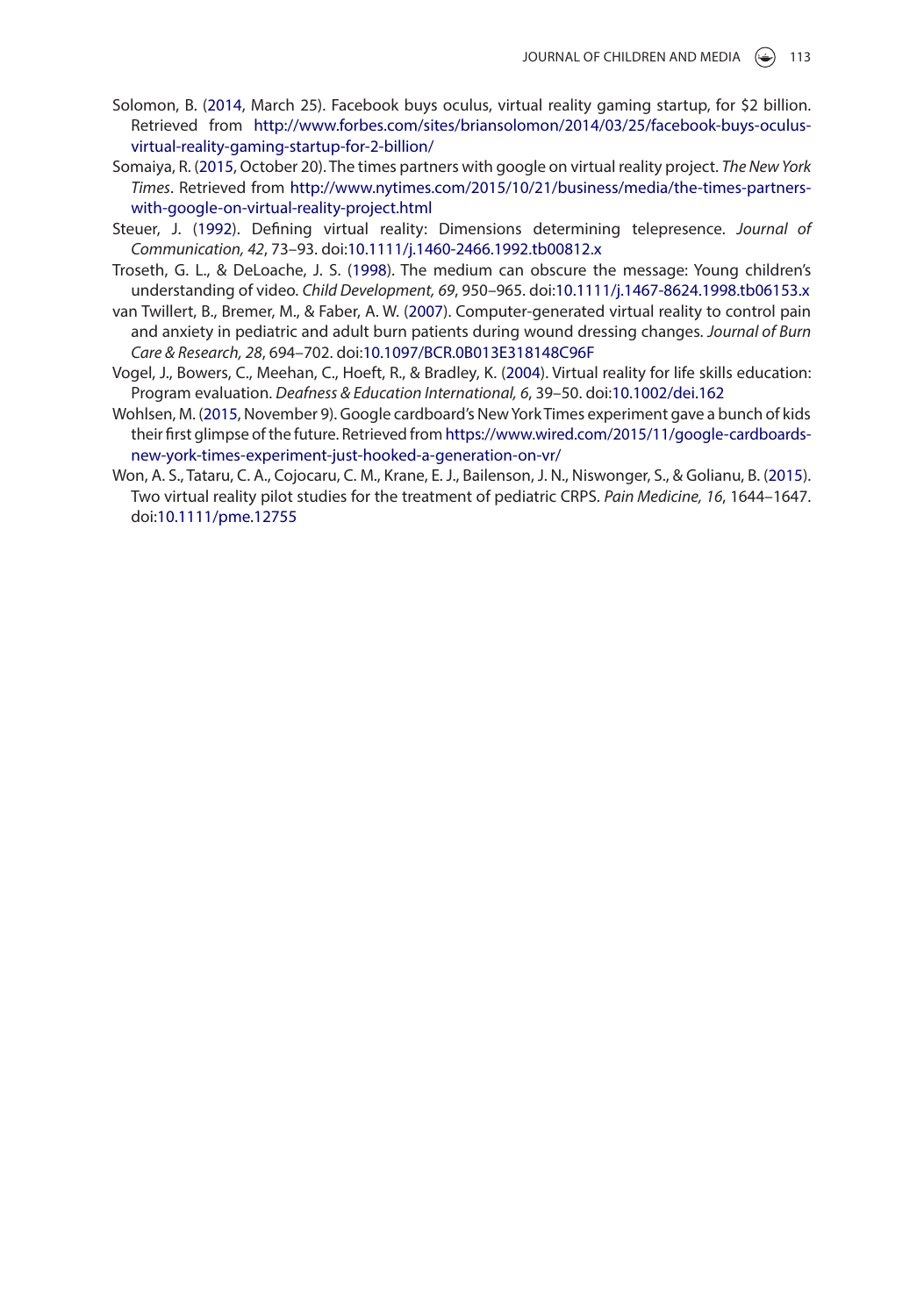Solomon, B. (2014, March 25). Facebook buys oculus, virtual reality gaming startup, for $2 billion. Retrieved from http://www.forbes.com/sites/briansolomon/2014/03/25/facebook-buys-oculus-virtual-reality-gaming-startup-for-2-billion/

Somaiya, R. (2015, October 20). The times partners with google on virtual reality project. *The New York Times*. Retrieved from http://www.nytimes.com/2015/10/21/business/media/the-times-partners-with-google-on-virtual-reality-project.html

Steuer, J. (1992). Defining virtual reality: Dimensions determining telepresence. *Journal of Communication, 42*, 73–93. doi:10.1111/j.1460-2466.1992.tb00812.x

Troseth, G. L., & DeLoache, J. S. (1998). The medium can obscure the message: Young children's understanding of video. *Child Development, 69*, 950–965. doi:10.1111/j.1467-8624.1998.tb06153.x

van Twillert, B., Bremer, M., & Faber, A. W. (2007). Computer-generated virtual reality to control pain and anxiety in pediatric and adult burn patients during wound dressing changes. *Journal of Burn Care & Research, 28*, 694–702. doi:10.1097/BCR.0B013E318148C96F

Vogel, J., Bowers, C., Meehan, C., Hoeft, R., & Bradley, K. (2004). Virtual reality for life skills education: Program evaluation. *Deafness & Education International, 6*, 39–50. doi:10.1002/dei.162

Wohlsen, M. (2015, November 9). Google cardboard's New York Times experiment gave a bunch of kids their first glimpse of the future. Retrieved from https://www.wired.com/2015/11/google-cardboards-new-york-times-experiment-just-hooked-a-generation-on-vr/

Won, A. S., Tataru, C. A., Cojocaru, C. M., Krane, E. J., Bailenson, J. N., Niswonger, S., & Golianu, B. (2015). Two virtual reality pilot studies for the treatment of pediatric CRPS. *Pain Medicine, 16*, 1644–1647. doi:10.1111/pme.12755